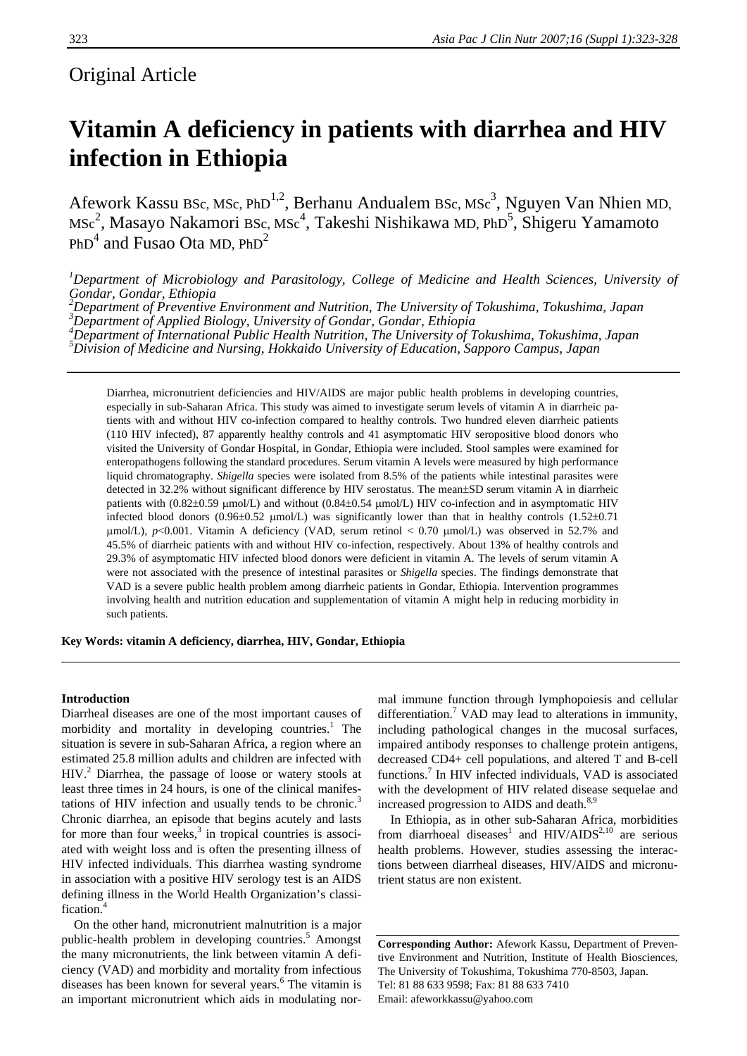Original Article

# Vitamin A deficiency in patients with diarrhea and HIV infection in Ethiopia

Afework Kassu BSc, MSc, PhD[1,2], Berhanu Andualem BSc, MSc[3], Nguyen Van Nhien MD, MSc[2], Masayo Nakamori BSc, MSc[4], Takeshi Nishikawa MD, PhD[5], Shigeru Yamamoto PhD[4] and Fusao Ota MD, PhD[2]

*[1]Department of Microbiology and Parasitology, College of Medicine and Health Sciences, University of Gondar, Gondar, Ethiopia*
*[2]Department of Preventive Environment and Nutrition, The University of Tokushima, Tokushima, Japan*
*[3]Department of Applied Biology, University of Gondar, Gondar, Ethiopia*
*[4]Department of International Public Health Nutrition, The University of Tokushima, Tokushima, Japan*
*[5]Division of Medicine and Nursing, Hokkaido University of Education, Sapporo Campus, Japan*

Diarrhea, micronutrient deficiencies and HIV/AIDS are major public health problems in developing countries, especially in sub-Saharan Africa. This study was aimed to investigate serum levels of vitamin A in diarrheic patients with and without HIV co-infection compared to healthy controls. Two hundred eleven diarrheic patients (110 HIV infected), 87 apparently healthy controls and 41 asymptomatic HIV seropositive blood donors who visited the University of Gondar Hospital, in Gondar, Ethiopia were included. Stool samples were examined for enteropathogens following the standard procedures. Serum vitamin A levels were measured by high performance liquid chromatography. *Shigella* species were isolated from 8.5% of the patients while intestinal parasites were detected in 32.2% without significant difference by HIV serostatus. The mean±SD serum vitamin A in diarrheic patients with (0.82±0.59 μmol/L) and without (0.84±0.54 μmol/L) HIV co-infection and in asymptomatic HIV infected blood donors (0.96±0.52 μmol/L) was significantly lower than that in healthy controls (1.52±0.71 μmol/L), $p<0.001$. Vitamin A deficiency (VAD, serum retinol < 0.70 μmol/L) was observed in 52.7% and 45.5% of diarrheic patients with and without HIV co-infection, respectively. About 13% of healthy controls and 29.3% of asymptomatic HIV infected blood donors were deficient in vitamin A. The levels of serum vitamin A were not associated with the presence of intestinal parasites or *Shigella* species. The findings demonstrate that VAD is a severe public health problem among diarrheic patients in Gondar, Ethiopia. Intervention programmes involving health and nutrition education and supplementation of vitamin A might help in reducing morbidity in such patients.

**Key Words: vitamin A deficiency, diarrhea, HIV, Gondar, Ethiopia**

## Introduction

Diarrheal diseases are one of the most important causes of morbidity and mortality in developing countries.[1] The situation is severe in sub-Saharan Africa, a region where an estimated 25.8 million adults and children are infected with HIV.[2] Diarrhea, the passage of loose or watery stools at least three times in 24 hours, is one of the clinical manifestations of HIV infection and usually tends to be chronic.[3] Chronic diarrhea, an episode that begins acutely and lasts for more than four weeks,[3] in tropical countries is associated with weight loss and is often the presenting illness of HIV infected individuals. This diarrhea wasting syndrome in association with a positive HIV serology test is an AIDS defining illness in the World Health Organization's classification.[4]

On the other hand, micronutrient malnutrition is a major public-health problem in developing countries.[5] Amongst the many micronutrients, the link between vitamin A deficiency (VAD) and morbidity and mortality from infectious diseases has been known for several years.[6] The vitamin is an important micronutrient which aids in modulating normal immune function through lymphopoiesis and cellular differentiation.[7] VAD may lead to alterations in immunity, including pathological changes in the mucosal surfaces, impaired antibody responses to challenge protein antigens, decreased CD4+ cell populations, and altered T and B-cell functions.[7] In HIV infected individuals, VAD is associated with the development of HIV related disease sequelae and increased progression to AIDS and death.[8,9]

In Ethiopia, as in other sub-Saharan Africa, morbidities from diarrhoeal diseases[1] and HIV/AIDS[2,10] are serious health problems. However, studies assessing the interactions between diarrheal diseases, HIV/AIDS and micronutrient status are non existent.

**Corresponding Author:** Afework Kassu, Department of Preventive Environment and Nutrition, Institute of Health Biosciences, The University of Tokushima, Tokushima 770-8503, Japan.
Tel: 81 88 633 9598; Fax: 81 88 633 7410
Email: afeworkkassu@yahoo.com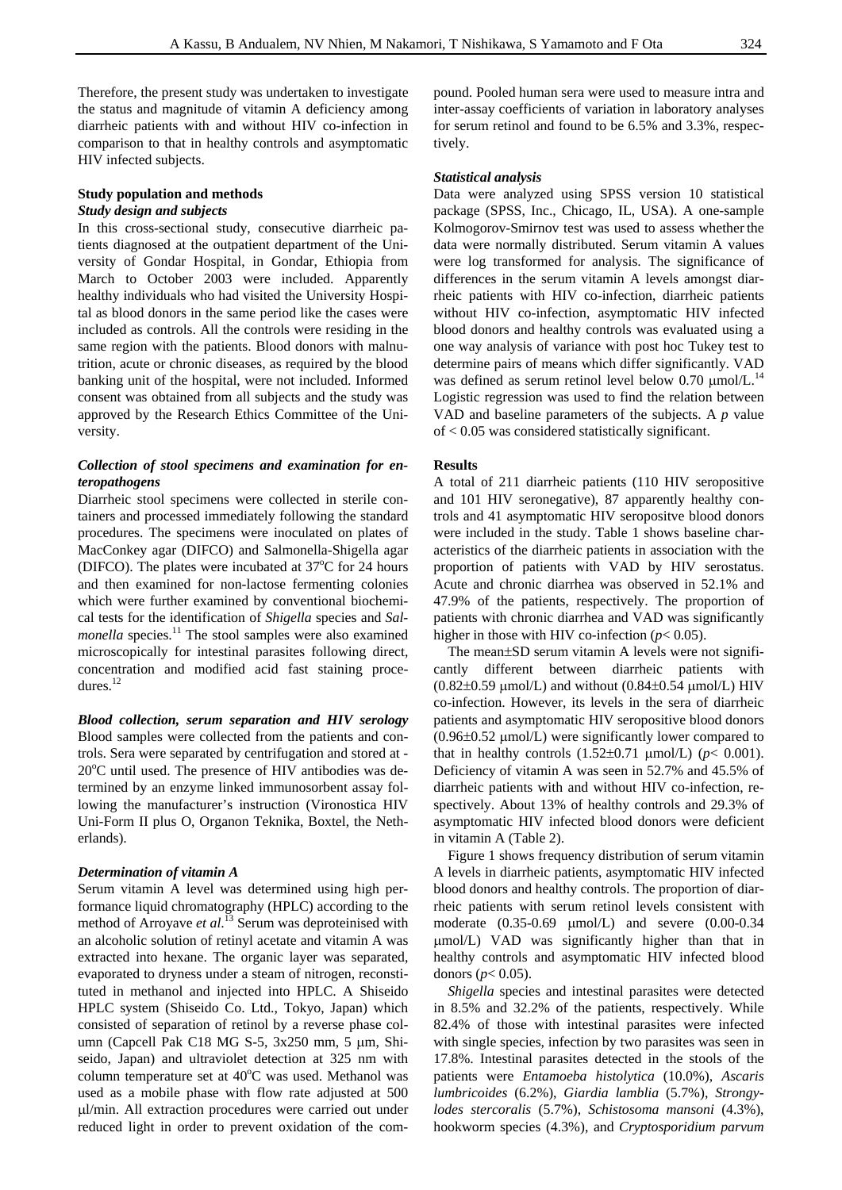Therefore, the present study was undertaken to investigate the status and magnitude of vitamin A deficiency among diarrheic patients with and without HIV co-infection in comparison to that in healthy controls and asymptomatic HIV infected subjects.

## Study population and methods

### *Study design and subjects*

In this cross-sectional study, consecutive diarrheic patients diagnosed at the outpatient department of the University of Gondar Hospital, in Gondar, Ethiopia from March to October 2003 were included. Apparently healthy individuals who had visited the University Hospital as blood donors in the same period like the cases were included as controls. All the controls were residing in the same region with the patients. Blood donors with malnutrition, acute or chronic diseases, as required by the blood banking unit of the hospital, were not included. Informed consent was obtained from all subjects and the study was approved by the Research Ethics Committee of the University.

### *Collection of stool specimens and examination for enteropathogens*

Diarrheic stool specimens were collected in sterile containers and processed immediately following the standard procedures. The specimens were inoculated on plates of MacConkey agar (DIFCO) and Salmonella-Shigella agar (DIFCO). The plates were incubated at 37°C for 24 hours and then examined for non-lactose fermenting colonies which were further examined by conventional biochemical tests for the identification of *Shigella* species and *Salmonella* species.[11] The stool samples were also examined microscopically for intestinal parasites following direct, concentration and modified acid fast staining procedures.[12]

### *Blood collection, serum separation and HIV serology*

Blood samples were collected from the patients and controls. Sera were separated by centrifugation and stored at -20°C until used. The presence of HIV antibodies was determined by an enzyme linked immunosorbent assay following the manufacturer's instruction (Vironostica HIV Uni-Form II plus O, Organon Teknika, Boxtel, the Netherlands).

### *Determination of vitamin A*

Serum vitamin A level was determined using high performance liquid chromatography (HPLC) according to the method of Arroyave *et al.*[13] Serum was deproteinised with an alcoholic solution of retinyl acetate and vitamin A was extracted into hexane. The organic layer was separated, evaporated to dryness under a steam of nitrogen, reconstituted in methanol and injected into HPLC. A Shiseido HPLC system (Shiseido Co. Ltd., Tokyo, Japan) which consisted of separation of retinol by a reverse phase column (Capcell Pak C18 MG S-5, 3x250 mm, 5 μm, Shiseido, Japan) and ultraviolet detection at 325 nm with column temperature set at 40°C was used. Methanol was used as a mobile phase with flow rate adjusted at 500 μl/min. All extraction procedures were carried out under reduced light in order to prevent oxidation of the compound. Pooled human sera were used to measure intra and inter-assay coefficients of variation in laboratory analyses for serum retinol and found to be 6.5% and 3.3%, respectively.

### *Statistical analysis*

Data were analyzed using SPSS version 10 statistical package (SPSS, Inc., Chicago, IL, USA). A one-sample Kolmogorov-Smirnov test was used to assess whether the data were normally distributed. Serum vitamin A values were log transformed for analysis. The significance of differences in the serum vitamin A levels amongst diarrheic patients with HIV co-infection, diarrheic patients without HIV co-infection, asymptomatic HIV infected blood donors and healthy controls was evaluated using a one way analysis of variance with post hoc Tukey test to determine pairs of means which differ significantly. VAD was defined as serum retinol level below 0.70 μmol/L.[14] Logistic regression was used to find the relation between VAD and baseline parameters of the subjects. A $p$ value of $< 0.05$ was considered statistically significant.

## Results

A total of 211 diarrheic patients (110 HIV seropositive and 101 HIV seronegative), 87 apparently healthy controls and 41 asymptomatic HIV seropositve blood donors were included in the study. Table 1 shows baseline characteristics of the diarrheic patients in association with the proportion of patients with VAD by HIV serostatus. Acute and chronic diarrhea was observed in 52.1% and 47.9% of the patients, respectively. The proportion of patients with chronic diarrhea and VAD was significantly higher in those with HIV co-infection ($p< 0.05$).

The mean±SD serum vitamin A levels were not significantly different between diarrheic patients with (0.82±0.59 μmol/L) and without (0.84±0.54 μmol/L) HIV co-infection. However, its levels in the sera of diarrheic patients and asymptomatic HIV seropositive blood donors (0.96±0.52 μmol/L) were significantly lower compared to that in healthy controls (1.52±0.71 μmol/L) ($p< 0.001$). Deficiency of vitamin A was seen in 52.7% and 45.5% of diarrheic patients with and without HIV co-infection, respectively. About 13% of healthy controls and 29.3% of asymptomatic HIV infected blood donors were deficient in vitamin A (Table 2).

Figure 1 shows frequency distribution of serum vitamin A levels in diarrheic patients, asymptomatic HIV infected blood donors and healthy controls. The proportion of diarrheic patients with serum retinol levels consistent with moderate (0.35-0.69 μmol/L) and severe (0.00-0.34 μmol/L) VAD was significantly higher than that in healthy controls and asymptomatic HIV infected blood donors ($p< 0.05$).

*Shigella* species and intestinal parasites were detected in 8.5% and 32.2% of the patients, respectively. While 82.4% of those with intestinal parasites were infected with single species, infection by two parasites was seen in 17.8%. Intestinal parasites detected in the stools of the patients were *Entamoeba histolytica* (10.0%), *Ascaris lumbricoides* (6.2%), *Giardia lamblia* (5.7%), *Strongylodes stercoralis* (5.7%), *Schistosoma mansoni* (4.3%), hookworm species (4.3%), and *Cryptosporidium parvum*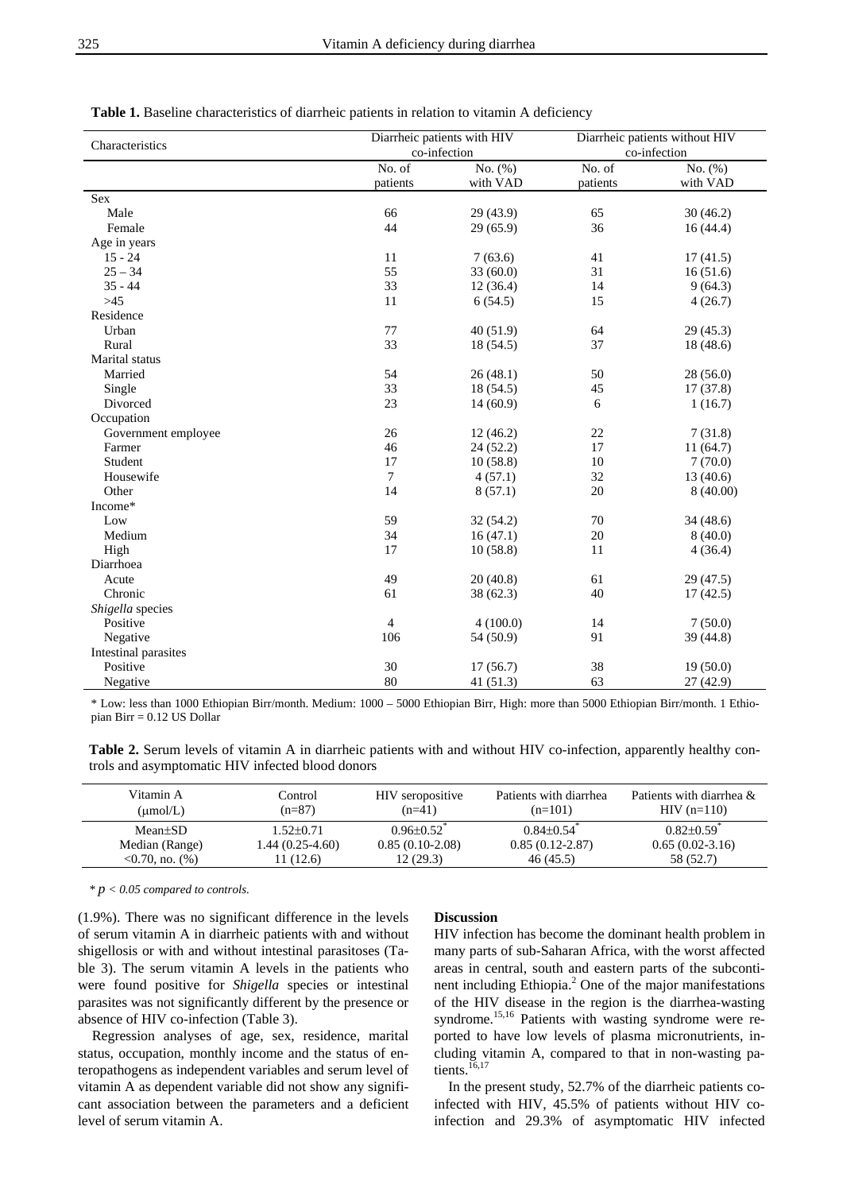**Table 1.** Baseline characteristics of diarrheic patients in relation to vitamin A deficiency

| Characteristics | Diarrheic patients with HIV co-infection | | Diarrheic patients without HIV co-infection | |
|---|---|---|---|---|
| | No. of patients | No. (%) with VAD | No. of patients | No. (%) with VAD |
| Sex | | | | |
| Male | 66 | 29 (43.9) | 65 | 30 (46.2) |
| Female | 44 | 29 (65.9) | 36 | 16 (44.4) |
| Age in years | | | | |
| 15 - 24 | 11 | 7 (63.6) | 41 | 17 (41.5) |
| 25 – 34 | 55 | 33 (60.0) | 31 | 16 (51.6) |
| 35 - 44 | 33 | 12 (36.4) | 14 | 9 (64.3) |
| >45 | 11 | 6 (54.5) | 15 | 4 (26.7) |
| Residence | | | | |
| Urban | 77 | 40 (51.9) | 64 | 29 (45.3) |
| Rural | 33 | 18 (54.5) | 37 | 18 (48.6) |
| Marital status | | | | |
| Married | 54 | 26 (48.1) | 50 | 28 (56.0) |
| Single | 33 | 18 (54.5) | 45 | 17 (37.8) |
| Divorced | 23 | 14 (60.9) | 6 | 1 (16.7) |
| Occupation | | | | |
| Government employee | 26 | 12 (46.2) | 22 | 7 (31.8) |
| Farmer | 46 | 24 (52.2) | 17 | 11 (64.7) |
| Student | 17 | 10 (58.8) | 10 | 7 (70.0) |
| Housewife | 7 | 4 (57.1) | 32 | 13 (40.6) |
| Other | 14 | 8 (57.1) | 20 | 8 (40.00) |
| Income* | | | | |
| Low | 59 | 32 (54.2) | 70 | 34 (48.6) |
| Medium | 34 | 16 (47.1) | 20 | 8 (40.0) |
| High | 17 | 10 (58.8) | 11 | 4 (36.4) |
| Diarrhoea | | | | |
| Acute | 49 | 20 (40.8) | 61 | 29 (47.5) |
| Chronic | 61 | 38 (62.3) | 40 | 17 (42.5) |
| *Shigella* species | | | | |
| Positive | 4 | 4 (100.0) | 14 | 7 (50.0) |
| Negative | 106 | 54 (50.9) | 91 | 39 (44.8) |
| Intestinal parasites | | | | |
| Positive | 30 | 17 (56.7) | 38 | 19 (50.0) |
| Negative | 80 | 41 (51.3) | 63 | 27 (42.9) |

\* Low: less than 1000 Ethiopian Birr/month. Medium: 1000 – 5000 Ethiopian Birr, High: more than 5000 Ethiopian Birr/month. 1 Ethiopian Birr = 0.12 US Dollar

**Table 2.** Serum levels of vitamin A in diarrheic patients with and without HIV co-infection, apparently healthy controls and asymptomatic HIV infected blood donors

| Vitamin A (μmol/L) | Control (n=87) | HIV seropositive (n=41) | Patients with diarrhea (n=101) | Patients with diarrhea & HIV (n=110) |
|---|---|---|---|---|
| Mean±SD | 1.52±0.71 | 0.96±0.52* | 0.84±0.54* | 0.82±0.59* |
| Median (Range) | 1.44 (0.25-4.60) | 0.85 (0.10-2.08) | 0.85 (0.12-2.87) | 0.65 (0.02-3.16) |
| <0.70, no. (%) | 11 (12.6) | 12 (29.3) | 46 (45.5) | 58 (52.7) |

\* *$p < 0.05$ compared to controls.*

(1.9%). There was no significant difference in the levels of serum vitamin A in diarrheic patients with and without shigellosis or with and without intestinal parasitoses (Table 3). The serum vitamin A levels in the patients who were found positive for *Shigella* species or intestinal parasites was not significantly different by the presence or absence of HIV co-infection (Table 3).

Regression analyses of age, sex, residence, marital status, occupation, monthly income and the status of enteropathogens as independent variables and serum level of vitamin A as dependent variable did not show any significant association between the parameters and a deficient level of serum vitamin A.

**Discussion**

HIV infection has become the dominant health problem in many parts of sub-Saharan Africa, with the worst affected areas in central, south and eastern parts of the subcontinent including Ethiopia.[2] One of the major manifestations of the HIV disease in the region is the diarrhea-wasting syndrome.[15,16] Patients with wasting syndrome were reported to have low levels of plasma micronutrients, including vitamin A, compared to that in non-wasting patients.[16,17]

In the present study, 52.7% of the diarrheic patients co-infected with HIV, 45.5% of patients without HIV co-infection and 29.3% of asymptomatic HIV infected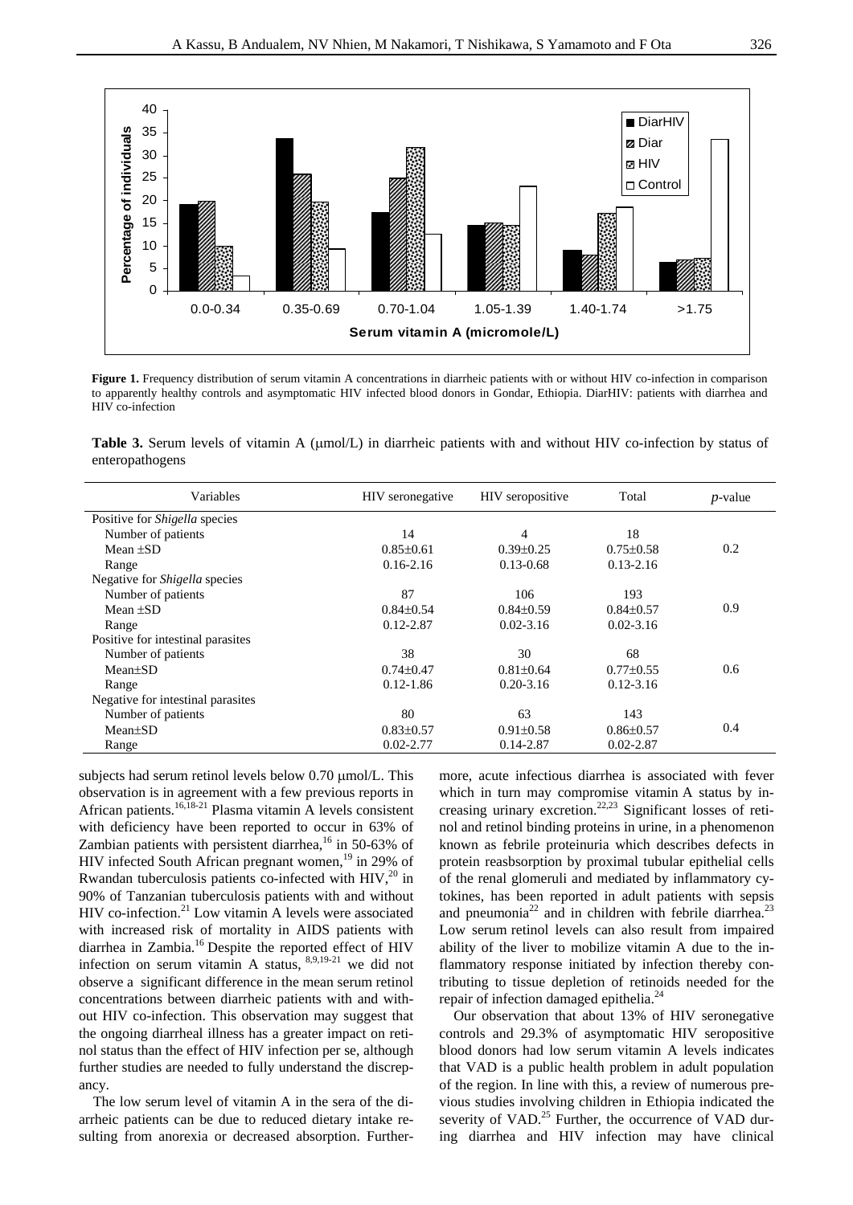Figure 1. Frequency distribution of serum vitamin A concentrations in diarrheic patients with or without HIV co-infection in comparison to apparently healthy controls and asymptomatic HIV infected blood donors in Gondar, Ethiopia. DiarHIV: patients with diarrhea and HIV co-infection

**Table 3.** Serum levels of vitamin A (μmol/L) in diarrheic patients with and without HIV co-infection by status of enteropathogens

| Variables | HIV seronegative | HIV seropositive | Total | *p*-value |
|---|---|---|---|---|
| Positive for *Shigella* species | | | | |
| Number of patients | 14 | 4 | 18 | |
| Mean ±SD | 0.85±0.61 | 0.39±0.25 | 0.75±0.58 | 0.2 |
| Range | 0.16-2.16 | 0.13-0.68 | 0.13-2.16 | |
| Negative for *Shigella* species | | | | |
| Number of patients | 87 | 106 | 193 | |
| Mean ±SD | 0.84±0.54 | 0.84±0.59 | 0.84±0.57 | 0.9 |
| Range | 0.12-2.87 | 0.02-3.16 | 0.02-3.16 | |
| Positive for intestinal parasites | | | | |
| Number of patients | 38 | 30 | 68 | |
| Mean±SD | 0.74±0.47 | 0.81±0.64 | 0.77±0.55 | 0.6 |
| Range | 0.12-1.86 | 0.20-3.16 | 0.12-3.16 | |
| Negative for intestinal parasites | | | | |
| Number of patients | 80 | 63 | 143 | |
| Mean±SD | 0.83±0.57 | 0.91±0.58 | 0.86±0.57 | 0.4 |
| Range | 0.02-2.77 | 0.14-2.87 | 0.02-2.87 | |

subjects had serum retinol levels below 0.70 μmol/L. This observation is in agreement with a few previous reports in African patients.[16,18-21] Plasma vitamin A levels consistent with deficiency have been reported to occur in 63% of Zambian patients with persistent diarrhea,[16] in 50-63% of HIV infected South African pregnant women,[19] in 29% of Rwandan tuberculosis patients co-infected with HIV,[20] in 90% of Tanzanian tuberculosis patients with and without HIV co-infection.[21] Low vitamin A levels were associated with increased risk of mortality in AIDS patients with diarrhea in Zambia.[16] Despite the reported effect of HIV infection on serum vitamin A status, [8,9,19-21] we did not observe a significant difference in the mean serum retinol concentrations between diarrheic patients with and without HIV co-infection. This observation may suggest that the ongoing diarrheal illness has a greater impact on retinol status than the effect of HIV infection per se, although further studies are needed to fully understand the discrepancy.

The low serum level of vitamin A in the sera of the diarrheic patients can be due to reduced dietary intake resulting from anorexia or decreased absorption. Furthermore, acute infectious diarrhea is associated with fever which in turn may compromise vitamin A status by increasing urinary excretion.[22,23] Significant losses of retinol and retinol binding proteins in urine, in a phenomenon known as febrile proteinuria which describes defects in protein reasbsorption by proximal tubular epithelial cells of the renal glomeruli and mediated by inflammatory cytokines, has been reported in adult patients with sepsis and pneumonia[22] and in children with febrile diarrhea.[23] Low serum retinol levels can also result from impaired ability of the liver to mobilize vitamin A due to the inflammatory response initiated by infection thereby contributing to tissue depletion of retinoids needed for the repair of infection damaged epithelia.[24]

Our observation that about 13% of HIV seronegative controls and 29.3% of asymptomatic HIV seropositive blood donors had low serum vitamin A levels indicates that VAD is a public health problem in adult population of the region. In line with this, a review of numerous previous studies involving children in Ethiopia indicated the severity of VAD.[25] Further, the occurrence of VAD during diarrhea and HIV infection may have clinical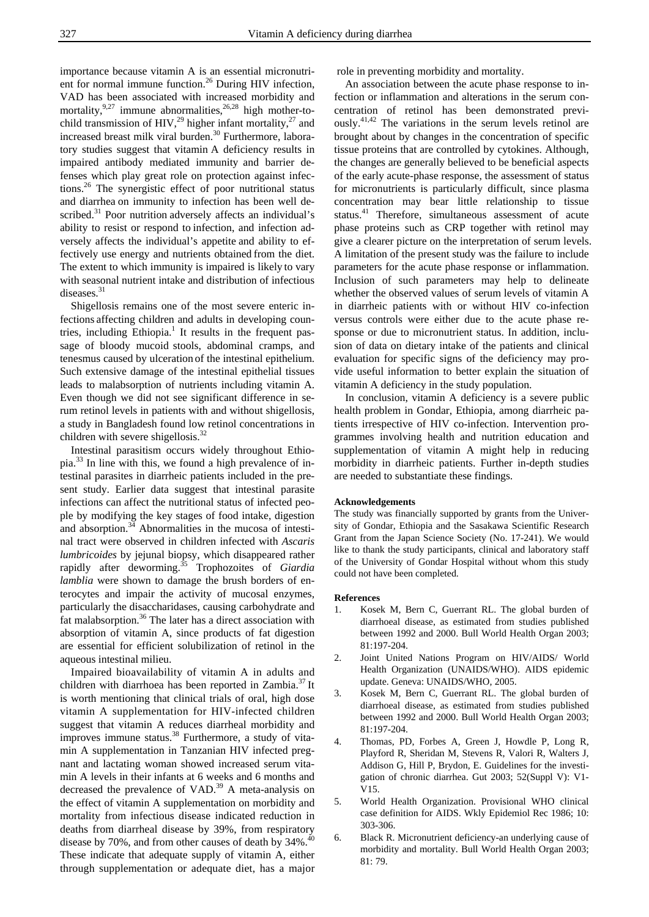importance because vitamin A is an essential micronutrient for normal immune function.[26] During HIV infection, VAD has been associated with increased morbidity and mortality,[9,27] immune abnormalities,[26,28] high mother-to-child transmission of HIV,[29] higher infant mortality,[27] and increased breast milk viral burden.[30] Furthermore, laboratory studies suggest that vitamin A deficiency results in impaired antibody mediated immunity and barrier defenses which play great role on protection against infections.[26] The synergistic effect of poor nutritional status and diarrhea on immunity to infection has been well described.[31] Poor nutrition adversely affects an individual's ability to resist or respond to infection, and infection adversely affects the individual's appetite and ability to effectively use energy and nutrients obtained from the diet. The extent to which immunity is impaired is likely to vary with seasonal nutrient intake and distribution of infectious diseases.[31]

Shigellosis remains one of the most severe enteric infections affecting children and adults in developing countries, including Ethiopia.[1] It results in the frequent passage of bloody mucoid stools, abdominal cramps, and tenesmus caused by ulceration of the intestinal epithelium. Such extensive damage of the intestinal epithelial tissues leads to malabsorption of nutrients including vitamin A. Even though we did not see significant difference in serum retinol levels in patients with and without shigellosis, a study in Bangladesh found low retinol concentrations in children with severe shigellosis.[32]

Intestinal parasitism occurs widely throughout Ethiopia.[33] In line with this, we found a high prevalence of intestinal parasites in diarrheic patients included in the present study. Earlier data suggest that intestinal parasite infections can affect the nutritional status of infected people by modifying the key stages of food intake, digestion and absorption.[34] Abnormalities in the mucosa of intestinal tract were observed in children infected with *Ascaris lumbricoides* by jejunal biopsy, which disappeared rather rapidly after deworming.[35] Trophozoites of *Giardia lamblia* were shown to damage the brush borders of enterocytes and impair the activity of mucosal enzymes, particularly the disaccharidases, causing carbohydrate and fat malabsorption.[36] The later has a direct association with absorption of vitamin A, since products of fat digestion are essential for efficient solubilization of retinol in the aqueous intestinal milieu.

Impaired bioavailability of vitamin A in adults and children with diarrhoea has been reported in Zambia.[37] It is worth mentioning that clinical trials of oral, high dose vitamin A supplementation for HIV-infected children suggest that vitamin A reduces diarrheal morbidity and improves immune status.[38] Furthermore, a study of vitamin A supplementation in Tanzanian HIV infected pregnant and lactating woman showed increased serum vitamin A levels in their infants at 6 weeks and 6 months and decreased the prevalence of VAD.[39] A meta-analysis on the effect of vitamin A supplementation on morbidity and mortality from infectious disease indicated reduction in deaths from diarrheal disease by 39%, from respiratory disease by 70%, and from other causes of death by 34%.[40] These indicate that adequate supply of vitamin A, either through supplementation or adequate diet, has a major role in preventing morbidity and mortality.

An association between the acute phase response to infection or inflammation and alterations in the serum concentration of retinol has been demonstrated previously.[41,42] The variations in the serum levels retinol are brought about by changes in the concentration of specific tissue proteins that are controlled by cytokines. Although, the changes are generally believed to be beneficial aspects of the early acute-phase response, the assessment of status for micronutrients is particularly difficult, since plasma concentration may bear little relationship to tissue status.[41] Therefore, simultaneous assessment of acute phase proteins such as CRP together with retinol may give a clearer picture on the interpretation of serum levels. A limitation of the present study was the failure to include parameters for the acute phase response or inflammation. Inclusion of such parameters may help to delineate whether the observed values of serum levels of vitamin A in diarrheic patients with or without HIV co-infection versus controls were either due to the acute phase response or due to micronutrient status. In addition, inclusion of data on dietary intake of the patients and clinical evaluation for specific signs of the deficiency may provide useful information to better explain the situation of vitamin A deficiency in the study population.

In conclusion, vitamin A deficiency is a severe public health problem in Gondar, Ethiopia, among diarrheic patients irrespective of HIV co-infection. Intervention programmes involving health and nutrition education and supplementation of vitamin A might help in reducing morbidity in diarrheic patients. Further in-depth studies are needed to substantiate these findings.

**Acknowledgements**

The study was financially supported by grants from the University of Gondar, Ethiopia and the Sasakawa Scientific Research Grant from the Japan Science Society (No. 17-241). We would like to thank the study participants, clinical and laboratory staff of the University of Gondar Hospital without whom this study could not have been completed.

**References**

1. Kosek M, Bern C, Guerrant RL. The global burden of diarrhoeal disease, as estimated from studies published between 1992 and 2000. Bull World Health Organ 2003; 81:197-204.
2. Joint United Nations Program on HIV/AIDS/ World Health Organization (UNAIDS/WHO). AIDS epidemic update. Geneva: UNAIDS/WHO, 2005.
3. Kosek M, Bern C, Guerrant RL. The global burden of diarrhoeal disease, as estimated from studies published between 1992 and 2000. Bull World Health Organ 2003; 81:197-204.
4. Thomas, PD, Forbes A, Green J, Howdle P, Long R, Playford R, Sheridan M, Stevens R, Valori R, Walters J, Addison G, Hill P, Brydon, E. Guidelines for the investigation of chronic diarrhea. Gut 2003; 52(Suppl V): V1-V15.
5. World Health Organization. Provisional WHO clinical case definition for AIDS. Wkly Epidemiol Rec 1986; 10: 303-306.
6. Black R. Micronutrient deficiency-an underlying cause of morbidity and mortality. Bull World Health Organ 2003; 81: 79.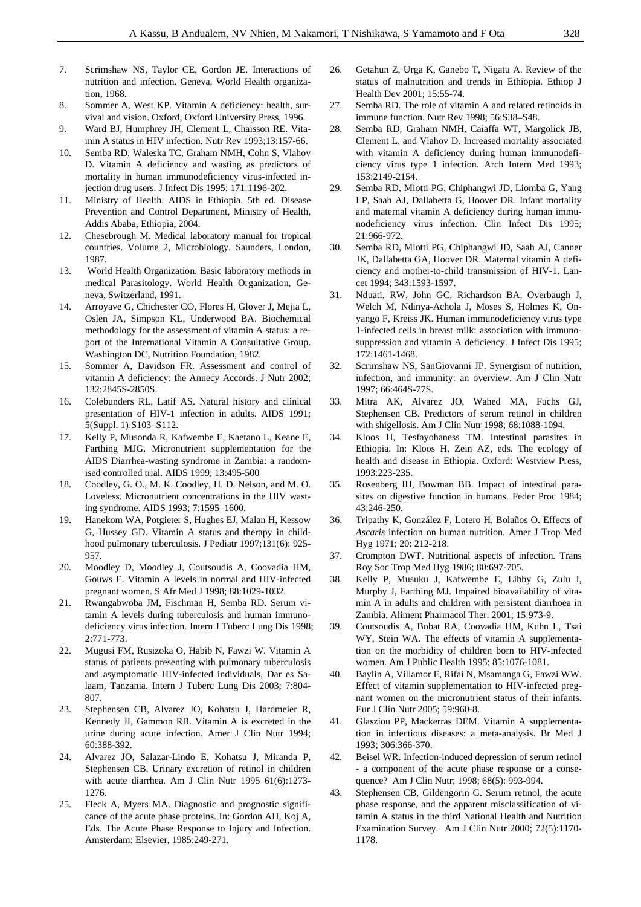7. Scrimshaw NS, Taylor CE, Gordon JE. Interactions of nutrition and infection. Geneva, World Health organization, 1968.
8. Sommer A, West KP. Vitamin A deficiency: health, survival and vision. Oxford, Oxford University Press, 1996.
9. Ward BJ, Humphrey JH, Clement L, Chaisson RE. Vitamin A status in HIV infection. Nutr Rev 1993;13:157-66.
10. Semba RD, Waleska TC, Graham NMH, Cohn S, Vlahov D. Vitamin A deficiency and wasting as predictors of mortality in human immunodeficiency virus-infected injection drug users. J Infect Dis 1995; 171:1196-202.
11. Ministry of Health. AIDS in Ethiopia. 5th ed. Disease Prevention and Control Department, Ministry of Health, Addis Ababa, Ethiopia, 2004.
12. Chesebrough M. Medical laboratory manual for tropical countries. Volume 2, Microbiology. Saunders, London, 1987.
13. World Health Organization. Basic laboratory methods in medical Parasitology. World Health Organization, Geneva, Switzerland, 1991.
14. Arroyave G, Chichester CO, Flores H, Glover J, Mejia L, Oslen JA, Simpson KL, Underwood BA. Biochemical methodology for the assessment of vitamin A status: a report of the International Vitamin A Consultative Group. Washington DC, Nutrition Foundation, 1982.
15. Sommer A, Davidson FR. Assessment and control of vitamin A deficiency: the Annecy Accords. J Nutr 2002; 132:2845S-2850S.
16. Colebunders RL, Latif AS. Natural history and clinical presentation of HIV-1 infection in adults. AIDS 1991; 5(Suppl. 1):S103–S112.
17. Kelly P, Musonda R, Kafwembe E, Kaetano L, Keane E, Farthing MJG. Micronutrient supplementation for the AIDS Diarrhea-wasting syndrome in Zambia: a randomised controlled trial. AIDS 1999; 13:495-500
18. Coodley, G. O., M. K. Coodley, H. D. Nelson, and M. O. Loveless. Micronutrient concentrations in the HIV wasting syndrome. AIDS 1993; 7:1595–1600.
19. Hanekom WA, Potgieter S, Hughes EJ, Malan H, Kessow G, Hussey GD. Vitamin A status and therapy in childhood pulmonary tuberculosis. J Pediatr 1997;131(6): 925-957.
20. Moodley D, Moodley J, Coutsoudis A, Coovadia HM, Gouws E. Vitamin A levels in normal and HIV-infected pregnant women. S Afr Med J 1998; 88:1029-1032.
21. Rwangabwoba JM, Fischman H, Semba RD. Serum vitamin A levels during tuberculosis and human immunodeficiency virus infection. Intern J Tuberc Lung Dis 1998; 2:771-773.
22. Mugusi FM, Rusizoka O, Habib N, Fawzi W. Vitamin A status of patients presenting with pulmonary tuberculosis and asymptomatic HIV-infected individuals, Dar es Salaam, Tanzania. Intern J Tuberc Lung Dis 2003; 7:804-807.
23. Stephensen CB, Alvarez JO, Kohatsu J, Hardmeier R, Kennedy JI, Gammon RB. Vitamin A is excreted in the urine during acute infection. Amer J Clin Nutr 1994; 60:388-392.
24. Alvarez JO, Salazar-Lindo E, Kohatsu J, Miranda P, Stephensen CB. Urinary excretion of retinol in children with acute diarrhea. Am J Clin Nutr 1995 61(6):1273-1276.
25. Fleck A, Myers MA. Diagnostic and prognostic significance of the acute phase proteins. In: Gordon AH, Koj A, Eds. The Acute Phase Response to Injury and Infection. Amsterdam: Elsevier, 1985:249-271.
26. Getahun Z, Urga K, Ganebo T, Nigatu A. Review of the status of malnutrition and trends in Ethiopia. Ethiop J Health Dev 2001; 15:55-74.
27. Semba RD. The role of vitamin A and related retinoids in immune function. Nutr Rev 1998; 56:S38–S48.
28. Semba RD, Graham NMH, Caiaffa WT, Margolick JB, Clement L, and Vlahov D. Increased mortality associated with vitamin A deficiency during human immunodeficiency virus type 1 infection. Arch Intern Med 1993; 153:2149-2154.
29. Semba RD, Miotti PG, Chiphangwi JD, Liomba G, Yang LP, Saah AJ, Dallabetta G, Hoover DR. Infant mortality and maternal vitamin A deficiency during human immunodeficiency virus infection. Clin Infect Dis 1995; 21:966-972.
30. Semba RD, Miotti PG, Chiphangwi JD, Saah AJ, Canner JK, Dallabetta GA, Hoover DR. Maternal vitamin A deficiency and mother-to-child transmission of HIV-1. Lancet 1994; 343:1593-1597.
31. Nduati, RW, John GC, Richardson BA, Overbaugh J, Welch M, Ndinya-Achola J, Moses S, Holmes K, Onyango F, Kreiss JK. Human immunodeficiency virus type 1-infected cells in breast milk: association with immunosuppression and vitamin A deficiency. J Infect Dis 1995; 172:1461-1468.
32. Scrimshaw NS, SanGiovanni JP. Synergism of nutrition, infection, and immunity: an overview. Am J Clin Nutr 1997; 66:464S-77S.
33. Mitra AK, Alvarez JO, Wahed MA, Fuchs GJ, Stephensen CB. Predictors of serum retinol in children with shigellosis. Am J Clin Nutr 1998; 68:1088-1094.
34. Kloos H, Tesfayohaness TM. Intestinal parasites in Ethiopia. In: Kloos H, Zein AZ, eds. The ecology of health and disease in Ethiopia. Oxford: Westview Press, 1993:223-235.
35. Rosenberg IH, Bowman BB. Impact of intestinal parasites on digestive function in humans. Feder Proc 1984; 43:246-250.
36. Tripathy K, González F, Lotero H, Bolaños O. Effects of *Ascaris* infection on human nutrition. Amer J Trop Med Hyg 1971; 20: 212-218.
37. Crompton DWT. Nutritional aspects of infection. Trans Roy Soc Trop Med Hyg 1986; 80:697-705.
38. Kelly P, Musuku J, Kafwembe E, Libby G, Zulu I, Murphy J, Farthing MJ. Impaired bioavailability of vitamin A in adults and children with persistent diarrhoea in Zambia. Aliment Pharmacol Ther. 2001; 15:973-9.
39. Coutsoudis A, Bobat RA, Coovadia HM, Kuhn L, Tsai WY, Stein WA. The effects of vitamin A supplementation on the morbidity of children born to HIV-infected women. Am J Public Health 1995; 85:1076-1081.
40. Baylin A, Villamor E, Rifai N, Msamanga G, Fawzi WW. Effect of vitamin supplementation to HIV-infected pregnant women on the micronutrient status of their infants. Eur J Clin Nutr 2005; 59:960-8.
41. Glasziou PP, Mackerras DEM. Vitamin A supplementation in infectious diseases: a meta-analysis. Br Med J 1993; 306:366-370.
42. Beisel WR. Infection-induced depression of serum retinol - a component of the acute phase response or a consequence? Am J Clin Nutr; 1998; 68(5): 993-994.
43. Stephensen CB, Gildengorin G. Serum retinol, the acute phase response, and the apparent misclassification of vitamin A status in the third National Health and Nutrition Examination Survey. Am J Clin Nutr 2000; 72(5):1170-1178.